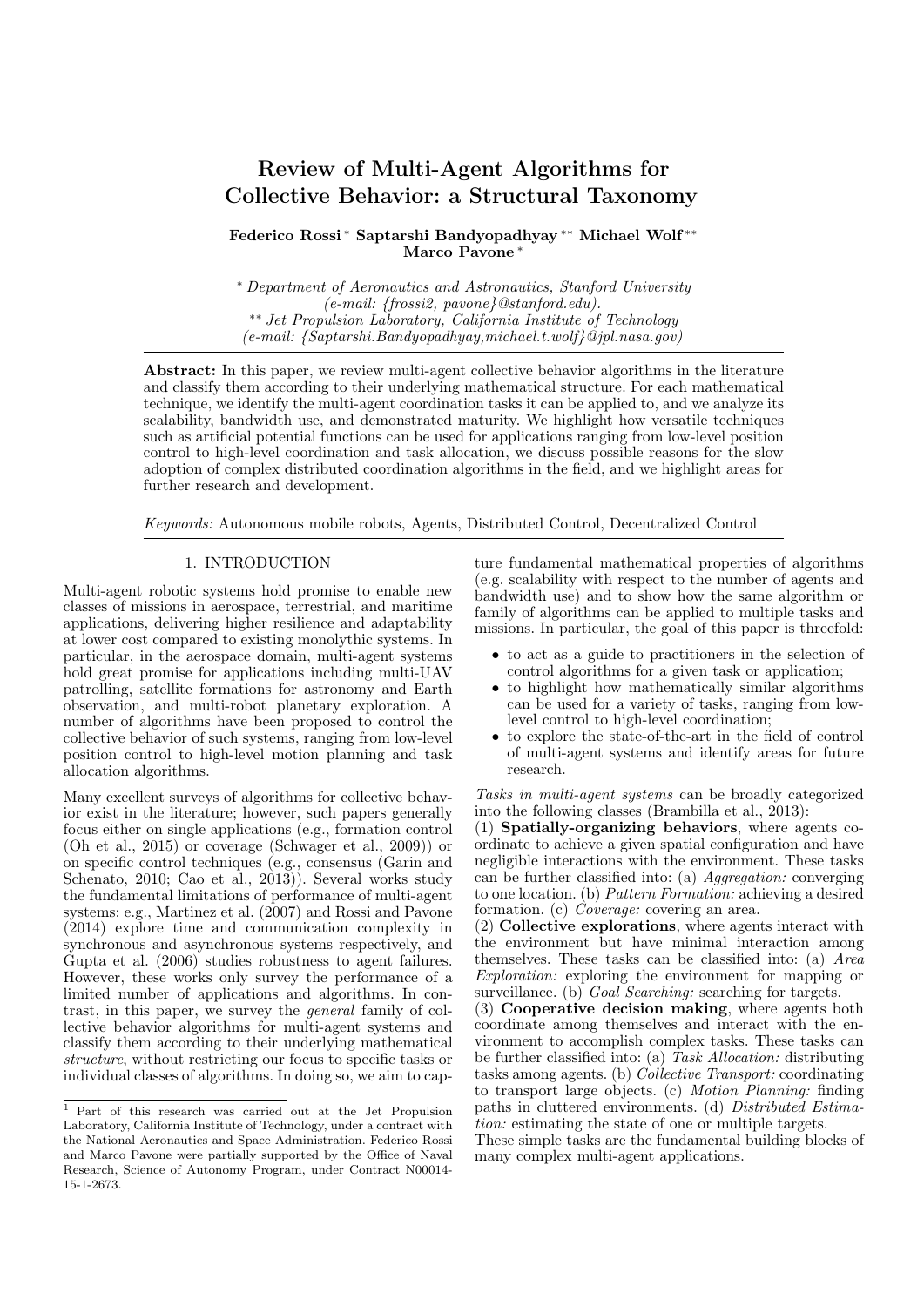# Review of Multi-Agent Algorithms for Collective Behavior: a Structural Taxonomy

**Federico Rossi** [*] **Saptarshi Bandyopadhyay** [**] **Michael Wolf** [**] **Marco Pavone** [*]

[*] *Department of Aeronautics and Astronautics, Stanford University (e-mail: {frossi2, pavone}@stanford.edu).*
[**] *Jet Propulsion Laboratory, California Institute of Technology (e-mail: {Saptarshi.Bandyopadhyay,michael.t.wolf}@jpl.nasa.gov)*

**Abstract:** In this paper, we review multi-agent collective behavior algorithms in the literature and classify them according to their underlying mathematical structure. For each mathematical technique, we identify the multi-agent coordination tasks it can be applied to, and we analyze its scalability, bandwidth use, and demonstrated maturity. We highlight how versatile techniques such as artificial potential functions can be used for applications ranging from low-level position control to high-level coordination and task allocation, we discuss possible reasons for the slow adoption of complex distributed coordination algorithms in the field, and we highlight areas for further research and development.

*Keywords:* Autonomous mobile robots, Agents, Distributed Control, Decentralized Control

## 1. INTRODUCTION

Multi-agent robotic systems hold promise to enable new classes of missions in aerospace, terrestrial, and maritime applications, delivering higher resilience and adaptability at lower cost compared to existing monolythic systems. In particular, in the aerospace domain, multi-agent systems hold great promise for applications including multi-UAV patrolling, satellite formations for astronomy and Earth observation, and multi-robot planetary exploration. A number of algorithms have been proposed to control the collective behavior of such systems, ranging from low-level position control to high-level motion planning and task allocation algorithms.

Many excellent surveys of algorithms for collective behavior exist in the literature; however, such papers generally focus either on single applications (e.g., formation control (Oh et al., 2015) or coverage (Schwager et al., 2009)) or on specific control techniques (e.g., consensus (Garin and Schenato, 2010; Cao et al., 2013)). Several works study the fundamental limitations of performance of multi-agent systems: e.g., Martinez et al. (2007) and Rossi and Pavone (2014) explore time and communication complexity in synchronous and asynchronous systems respectively, and Gupta et al. (2006) studies robustness to agent failures. However, these works only survey the performance of a limited number of applications and algorithms. In contrast, in this paper, we survey the *general* family of collective behavior algorithms for multi-agent systems and classify them according to their underlying mathematical *structure*, without restricting our focus to specific tasks or individual classes of algorithms. In doing so, we aim to capture fundamental mathematical properties of algorithms (e.g. scalability with respect to the number of agents and bandwidth use) and to show how the same algorithm or family of algorithms can be applied to multiple tasks and missions. In particular, the goal of this paper is threefold:

- to act as a guide to practitioners in the selection of control algorithms for a given task or application;
- to highlight how mathematically similar algorithms can be used for a variety of tasks, ranging from low-level control to high-level coordination;
- to explore the state-of-the-art in the field of control of multi-agent systems and identify areas for future research.

*Tasks in multi-agent systems* can be broadly categorized into the following classes (Brambilla et al., 2013):
(1) **Spatially-organizing behaviors**, where agents coordinate to achieve a given spatial configuration and have negligible interactions with the environment. These tasks can be further classified into: (a) *Aggregation:* converging to one location. (b) *Pattern Formation:* achieving a desired formation. (c) *Coverage:* covering an area.
(2) **Collective explorations**, where agents interact with the environment but have minimal interaction among themselves. These tasks can be classified into: (a) *Area Exploration:* exploring the environment for mapping or surveillance. (b) *Goal Searching:* searching for targets.
(3) **Cooperative decision making**, where agents both coordinate among themselves and interact with the environment to accomplish complex tasks. These tasks can be further classified into: (a) *Task Allocation:* distributing tasks among agents. (b) *Collective Transport:* coordinating to transport large objects. (c) *Motion Planning:* finding paths in cluttered environments. (d) *Distributed Estimation:* estimating the state of one or multiple targets.
These simple tasks are the fundamental building blocks of many complex multi-agent applications.

[1] Part of this research was carried out at the Jet Propulsion Laboratory, California Institute of Technology, under a contract with the National Aeronautics and Space Administration. Federico Rossi and Marco Pavone were partially supported by the Office of Naval Research, Science of Autonomy Program, under Contract N00014-15-1-2673.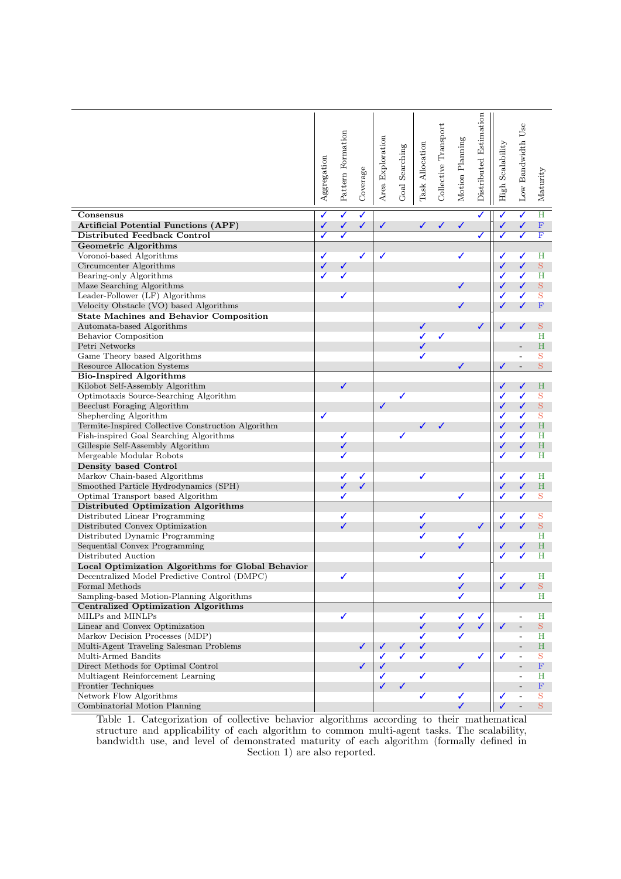| | Aggregation | Pattern Formation | Coverage | Area Exploration | Goal Searching | Task Allocation | Collective Transport | Motion Planning | Distributed Estimation | High Scalability | Low Bandwidth Use | Maturity |
|---|---|---|---|---|---|---|---|---|---|---|---|---|
| **Consensus** | ✓ | ✓ | ✓ | | | | | | ✓ | ✓ | ✓ | H |
| **Artificial Potential Functions (APF)** | ✓ | ✓ | ✓ | ✓ | | ✓ | ✓ | ✓ | | ✓ | ✓ | F |
| **Distributed Feedback Control** | ✓ | ✓ | | | | | | | ✓ | ✓ | ✓ | F |
| **Geometric Algorithms** | | | | | | | | | | | | |
| Voronoi-based Algorithms | ✓ | | ✓ | ✓ | | | | ✓ | | ✓ | ✓ | H |
| Circumcenter Algorithms | ✓ | ✓ | | | | | | | | ✓ | ✓ | S |
| Bearing-only Algorithms | ✓ | ✓ | | | | | | | | ✓ | ✓ | H |
| Maze Searching Algorithms | | | | | | | | ✓ | | ✓ | ✓ | S |
| Leader-Follower (LF) Algorithms | | ✓ | | | | | | | | ✓ | ✓ | S |
| Velocity Obstacle (VO) based Algorithms | | | | | | | | ✓ | | ✓ | ✓ | F |
| **State Machines and Behavior Composition** | | | | | | | | | | | | |
| Automata-based Algorithms | | | | | | ✓ | | | ✓ | ✓ | ✓ | S |
| Behavior Composition | | | | | | ✓ | ✓ | | | | | H |
| Petri Networks | | | | | | ✓ | | | | | - | H |
| Game Theory based Algorithms | | | | | | ✓ | | | | | - | S |
| Resource Allocation Systems | | | | | | | | ✓ | | ✓ | - | S |
| **Bio-Inspired Algorithms** | | | | | | | | | | | | |
| Kilobot Self-Assembly Algorithm | | ✓ | | | | | | | | ✓ | ✓ | H |
| Optimotaxis Source-Searching Algorithm | | | | | ✓ | | | | | ✓ | ✓ | S |
| Beeclust Foraging Algorithm | | | | ✓ | | | | | | ✓ | ✓ | S |
| Shepherding Algorithm | ✓ | | | | | | | | | ✓ | ✓ | S |
| Termite-Inspired Collective Construction Algorithm | | | | | | ✓ | ✓ | | | ✓ | ✓ | H |
| Fish-inspired Goal Searching Algorithms | | ✓ | | | ✓ | | | | | ✓ | ✓ | H |
| Gillespie Self-Assembly Algorithm | | ✓ | | | | | | | | ✓ | ✓ | H |
| Mergeable Modular Robots | | ✓ | | | | | | | | ✓ | ✓ | H |
| **Density based Control** | | | | | | | | | | | | |
| Markov Chain-based Algorithms | | ✓ | ✓ | | | ✓ | | | | ✓ | ✓ | H |
| Smoothed Particle Hydrodynamics (SPH) | | ✓ | ✓ | | | | | | | ✓ | ✓ | H |
| Optimal Transport based Algorithm | | ✓ | | | | | | ✓ | | ✓ | ✓ | S |
| **Distributed Optimization Algorithms** | | | | | | | | | | | | |
| Distributed Linear Programming | | ✓ | | | | ✓ | | | | ✓ | ✓ | S |
| Distributed Convex Optimization | | ✓ | | | | ✓ | | | ✓ | ✓ | ✓ | S |
| Distributed Dynamic Programming | | | | | | ✓ | | ✓ | | | | H |
| Sequential Convex Programming | | | | | | | | ✓ | | ✓ | ✓ | H |
| Distributed Auction | | | | | | ✓ | | | | ✓ | ✓ | H |
| **Local Optimization Algorithms for Global Behavior** | | | | | | | | | | | | |
| Decentralized Model Predictive Control (DMPC) | | ✓ | | | | | | ✓ | | ✓ | | H |
| Formal Methods | | | | | | | | ✓ | | ✓ | ✓ | S |
| Sampling-based Motion-Planning Algorithms | | | | | | | | ✓ | | | | H |
| **Centralized Optimization Algorithms** | | | | | | | | | | | | |
| MILPs and MINLPs | | ✓ | | | | ✓ | | ✓ | ✓ | | - | H |
| Linear and Convex Optimization | | | | | | ✓ | | ✓ | ✓ | ✓ | - | S |
| Markov Decision Processes (MDP) | | | | | | ✓ | | ✓ | | | - | H |
| Multi-Agent Traveling Salesman Problems | | | ✓ | ✓ | ✓ | ✓ | | | | | - | H |
| Multi-Armed Bandits | | | | ✓ | ✓ | ✓ | | | ✓ | ✓ | - | S |
| Direct Methods for Optimal Control | | | ✓ | ✓ | | | | ✓ | | | - | F |
| Multiagent Reinforcement Learning | | | | ✓ | | ✓ | | | | | - | H |
| Frontier Techniques | | | | ✓ | ✓ | | | | | | - | F |
| Network Flow Algorithms | | | | | | ✓ | | ✓ | | ✓ | - | S |
| Combinatorial Motion Planning | | | | | | | | ✓ | | ✓ | - | S |

Table 1. Categorization of collective behavior algorithms according to their mathematical structure and applicability of each algorithm to common multi-agent tasks. The scalability, bandwidth use, and level of demonstrated maturity of each algorithm (formally defined in Section 1) are also reported.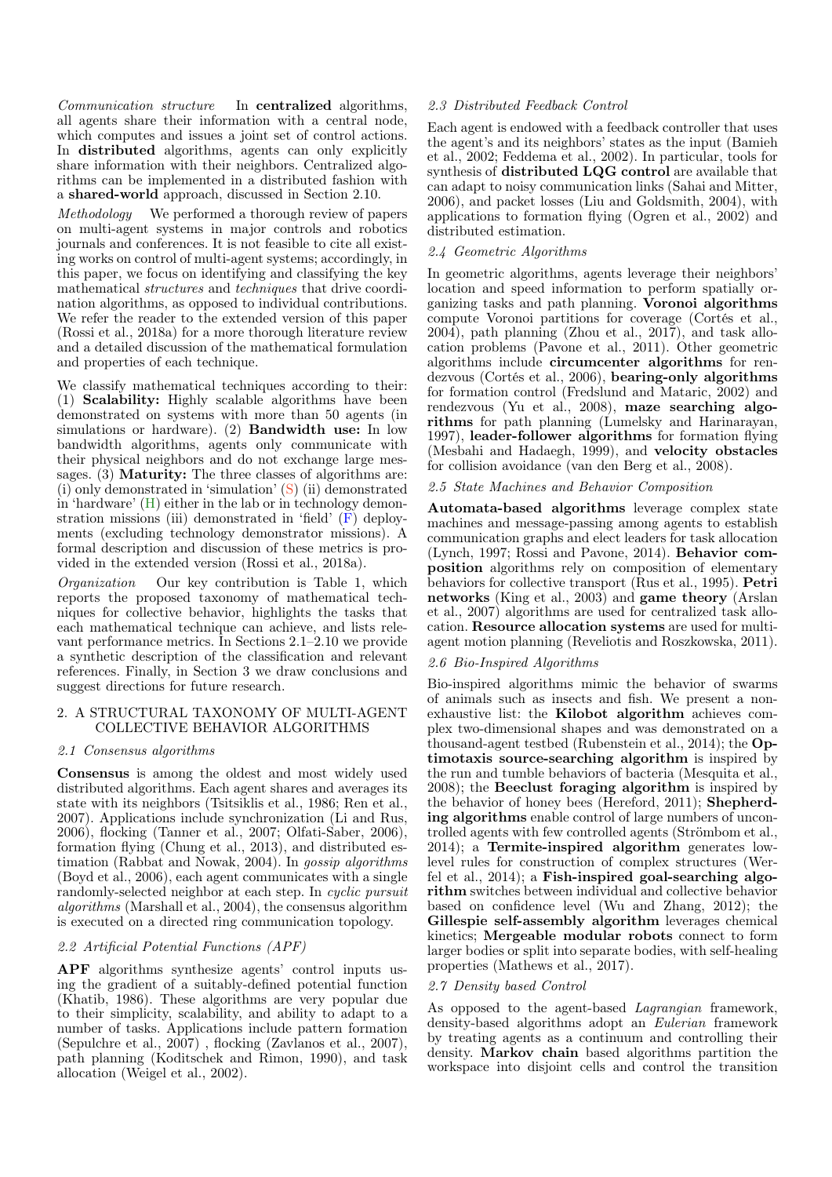*Communication structure* In **centralized** algorithms, all agents share their information with a central node, which computes and issues a joint set of control actions. In **distributed** algorithms, agents can only explicitly share information with their neighbors. Centralized algorithms can be implemented in a distributed fashion with a **shared-world** approach, discussed in Section 2.10.

*Methodology* We performed a thorough review of papers on multi-agent systems in major controls and robotics journals and conferences. It is not feasible to cite all existing works on control of multi-agent systems; accordingly, in this paper, we focus on identifying and classifying the key mathematical *structures* and *techniques* that drive coordination algorithms, as opposed to individual contributions. We refer the reader to the extended version of this paper (Rossi et al., 2018a) for a more thorough literature review and a detailed discussion of the mathematical formulation and properties of each technique.

We classify mathematical techniques according to their: (1) **Scalability:** Highly scalable algorithms have been demonstrated on systems with more than 50 agents (in simulations or hardware). (2) **Bandwidth use:** In low bandwidth algorithms, agents only communicate with their physical neighbors and do not exchange large messages. (3) **Maturity:** The three classes of algorithms are: (i) only demonstrated in 'simulation' (S) (ii) demonstrated in 'hardware' (H) either in the lab or in technology demonstration missions (iii) demonstrated in 'field' (F) deployments (excluding technology demonstrator missions). A formal description and discussion of these metrics is provided in the extended version (Rossi et al., 2018a).

*Organization* Our key contribution is Table 1, which reports the proposed taxonomy of mathematical techniques for collective behavior, highlights the tasks that each mathematical technique can achieve, and lists relevant performance metrics. In Sections 2.1–2.10 we provide a synthetic description of the classification and relevant references. Finally, in Section 3 we draw conclusions and suggest directions for future research.

## 2. A STRUCTURAL TAXONOMY OF MULTI-AGENT COLLECTIVE BEHAVIOR ALGORITHMS

### 2.1 Consensus algorithms

**Consensus** is among the oldest and most widely used distributed algorithms. Each agent shares and averages its state with its neighbors (Tsitsiklis et al., 1986; Ren et al., 2007). Applications include synchronization (Li and Rus, 2006), flocking (Tanner et al., 2007; Olfati-Saber, 2006), formation flying (Chung et al., 2013), and distributed estimation (Rabbat and Nowak, 2004). In *gossip algorithms* (Boyd et al., 2006), each agent communicates with a single randomly-selected neighbor at each step. In *cyclic pursuit algorithms* (Marshall et al., 2004), the consensus algorithm is executed on a directed ring communication topology.

### 2.2 Artificial Potential Functions (APF)

**APF** algorithms synthesize agents' control inputs using the gradient of a suitably-defined potential function (Khatib, 1986). These algorithms are very popular due to their simplicity, scalability, and ability to adapt to a number of tasks. Applications include pattern formation (Sepulchre et al., 2007) , flocking (Zavlanos et al., 2007), path planning (Koditschek and Rimon, 1990), and task allocation (Weigel et al., 2002).

### 2.3 Distributed Feedback Control

Each agent is endowed with a feedback controller that uses the agent's and its neighbors' states as the input (Bamieh et al., 2002; Feddema et al., 2002). In particular, tools for synthesis of **distributed LQG control** are available that can adapt to noisy communication links (Sahai and Mitter, 2006), and packet losses (Liu and Goldsmith, 2004), with applications to formation flying (Ogren et al., 2002) and distributed estimation.

### 2.4 Geometric Algorithms

In geometric algorithms, agents leverage their neighbors' location and speed information to perform spatially organizing tasks and path planning. **Voronoi algorithms** compute Voronoi partitions for coverage (Cortés et al., 2004), path planning (Zhou et al., 2017), and task allocation problems (Pavone et al., 2011). Other geometric algorithms include **circumcenter algorithms** for rendezvous (Cortés et al., 2006), **bearing-only algorithms** for formation control (Fredslund and Mataric, 2002) and rendezvous (Yu et al., 2008), **maze searching algorithms** for path planning (Lumelsky and Harinarayan, 1997), **leader-follower algorithms** for formation flying (Mesbahi and Hadaegh, 1999), and **velocity obstacles** for collision avoidance (van den Berg et al., 2008).

### 2.5 State Machines and Behavior Composition

**Automata-based algorithms** leverage complex state machines and message-passing among agents to establish communication graphs and elect leaders for task allocation (Lynch, 1997; Rossi and Pavone, 2014). **Behavior composition** algorithms rely on composition of elementary behaviors for collective transport (Rus et al., 1995). **Petri networks** (King et al., 2003) and **game theory** (Arslan et al., 2007) algorithms are used for centralized task allocation. **Resource allocation systems** are used for multi-agent motion planning (Reveliotis and Roszkowska, 2011).

### 2.6 Bio-Inspired Algorithms

Bio-inspired algorithms mimic the behavior of swarms of animals such as insects and fish. We present a non-exhaustive list: the **Kilobot algorithm** achieves complex two-dimensional shapes and was demonstrated on a thousand-agent testbed (Rubenstein et al., 2014); the **Optimotaxis source-searching algorithm** is inspired by the run and tumble behaviors of bacteria (Mesquita et al., 2008); the **Beeclust foraging algorithm** is inspired by the behavior of honey bees (Hereford, 2011); **Shepherding algorithms** enable control of large numbers of uncontrolled agents with few controlled agents (Strömbom et al., 2014); a **Termite-inspired algorithm** generates low-level rules for construction of complex structures (Werfel et al., 2014); a **Fish-inspired goal-searching algorithm** switches between individual and collective behavior based on confidence level (Wu and Zhang, 2012); the **Gillespie self-assembly algorithm** leverages chemical kinetics; **Mergeable modular robots** connect to form larger bodies or split into separate bodies, with self-healing properties (Mathews et al., 2017).

### 2.7 Density based Control

As opposed to the agent-based *Lagrangian* framework, density-based algorithms adopt an *Eulerian* framework by treating agents as a continuum and controlling their density. **Markov chain** based algorithms partition the workspace into disjoint cells and control the transition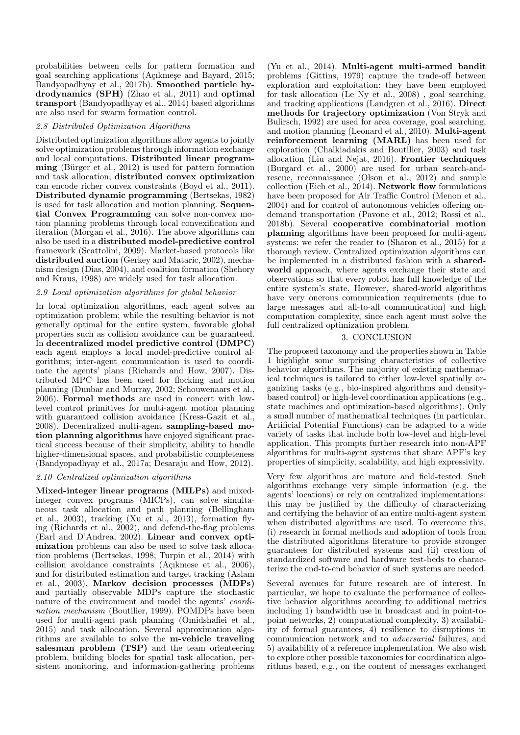probabilities between cells for pattern formation and goal searching applications (Açıkmeşe and Bayard, 2015; Bandyopadhyay et al., 2017b). **Smoothed particle hydrodynamics (SPH)** (Zhao et al., 2011) and **optimal transport** (Bandyopadhyay et al., 2014) based algorithms are also used for swarm formation control.

### 2.8 Distributed Optimization Algorithms

Distributed optimization algorithms allow agents to jointly solve optimization problems through information exchange and local computations. **Distributed linear programming** (Bürger et al., 2012) is used for pattern formation and task allocation; **distributed convex optimization** can encode richer convex constraints (Boyd et al., 2011). **Distributed dynamic programming** (Bertsekas, 1982) is used for task allocation and motion planning. **Sequential Convex Programming** can solve non-convex motion planning problems through local convexification and iteration (Morgan et al., 2016). The above algorithms can also be used in a **distributed model-predictive control** framework (Scattolini, 2009). Market-based protocols like **distributed auction** (Gerkey and Mataric, 2002), mechanism design (Dias, 2004), and coalition formation (Shehory and Kraus, 1998) are widely used for task allocation.

### 2.9 Local optimization algorithms for global behavior

In local optimization algorithms, each agent solves an optimization problem; while the resulting behavior is not generally optimal for the entire system, favorable global properties such as collision avoidance can be guaranteed. In **decentralized model predictive control (DMPC)** each agent employs a local model-predictive control algorithms; inter-agent communication is used to coordinate the agents' plans (Richards and How, 2007). Distributed MPC has been used for flocking and motion planning (Dunbar and Murray, 2002; Schouwenaars et al., 2006). **Formal methods** are used in concert with low-level control primitives for multi-agent motion planning with guaranteed collision avoidance (Kress-Gazit et al., 2008). Decentralized multi-agent **sampling-based motion planning algorithms** have enjoyed significant practical success because of their simplicity, ability to handle higher-dimensional spaces, and probabilistic completeness (Bandyopadhyay et al., 2017a; Desaraju and How, 2012).

### 2.10 Centralized optimization algorithms

**Mixed-integer linear programs (MILPs)** and mixed-integer convex programs (MICPs), can solve simultaneous task allocation and path planning (Bellingham et al., 2003), tracking (Xu et al., 2013), formation flying (Richards et al., 2002), and defend-the-flag problems (Earl and D'Andrea, 2002). **Linear and convex optimization** problems can also be used to solve task allocation problems (Bertsekas, 1998; Turpin et al., 2014) with collision avoidance constraints (Açıkmese et al., 2006), and for distributed estimation and target tracking (Aslam et al., 2003). **Markov decision processes (MDPs)** and partially observable MDPs capture the stochastic nature of the environment and model the agents' *coordination mechanism* (Boutilier, 1999). POMDPs have been used for multi-agent path planning (Omidshafiei et al., 2015) and task allocation. Several approximation algorithms are available to solve the **m-vehicle traveling salesman problem (TSP)** and the team orienteering problem, building blocks for spatial task allocation, persistent monitoring, and information-gathering problems (Yu et al., 2014). **Multi-agent multi-armed bandit** problems (Gittins, 1979) capture the trade-off between exploration and exploitation: they have been employed for task allocation (Le Ny et al., 2008) , goal searching, and tracking applications (Landgren et al., 2016). **Direct methods for trajectory optimization** (Von Stryk and Bulirsch, 1992) are used for area coverage, goal searching, and motion planning (Leonard et al., 2010). **Multi-agent reinforcement learning (MARL)** has been used for exploration (Chalkiadakis and Boutilier, 2003) and task allocation (Liu and Nejat, 2016). **Frontier techniques** (Burgard et al., 2000) are used for urban search-and-rescue, reconnaissance (Olson et al., 2012) and sample collection (Eich et al., 2014). **Network flow** formulations have been proposed for Air Traffic Control (Menon et al., 2004) and for control of autonomous vehicles offering on-demand transportation (Pavone et al., 2012; Rossi et al., 2018b). Several **cooperative combinatorial motion planning** algorithms have been proposed for multi-agent systems: we refer the reader to (Sharon et al., 2015) for a thorough review. Centralized optimization algorithms can be implemented in a distributed fashion with a **shared-world** approach, where agents exchange their state and observations so that every robot has full knowledge of the entire system's state. However, shared-world algorithms have very onerous communication requirements (due to large messages and all-to-all communication) and high computation complexity, since each agent must solve the full centralized optimization problem.

## 3. CONCLUSION

The proposed taxonomy and the properties shown in Table 1 highlight some surprising characteristics of collective behavior algorithms. The majority of existing mathematical techniques is tailored to either low-level spatially organizing tasks (e.g., bio-inspired algorithms and density-based control) or high-level coordination applications (e.g., state machines and optimization-based algorithms). Only a small number of mathematical techniques (in particular, Artificial Potential Functions) can be adapted to a wide variety of tasks that include both low-level and high-level application. This prompts further research into non-APF algorithms for multi-agent systems that share APF's key properties of simplicity, scalability, and high expressivity.

Very few algorithms are mature and field-tested. Such algorithms exchange very simple information (e.g. the agents' locations) or rely on centralized implementations: this may be justified by the difficulty of characterizing and certifying the behavior of an entire multi-agent system when distributed algorithms are used. To overcome this, (i) research in formal methods and adoption of tools from the distributed algorithms literature to provide stronger guarantees for distributed systems and (ii) creation of standardized software and hardware test-beds to characterize the end-to-end behavior of such systems are needed.

Several avenues for future research are of interest. In particular, we hope to evaluate the performance of collective behavior algorithms according to additional metrics including 1) bandwidth use in broadcast and in point-to-point networks, 2) computational complexity, 3) availability of formal guarantees, 4) resilience to disruptions in communication network and to *adversarial* failures, and 5) availability of a reference implementation. We also wish to explore other possible taxonomies for coordination algorithms based, e.g., on the content of messages exchanged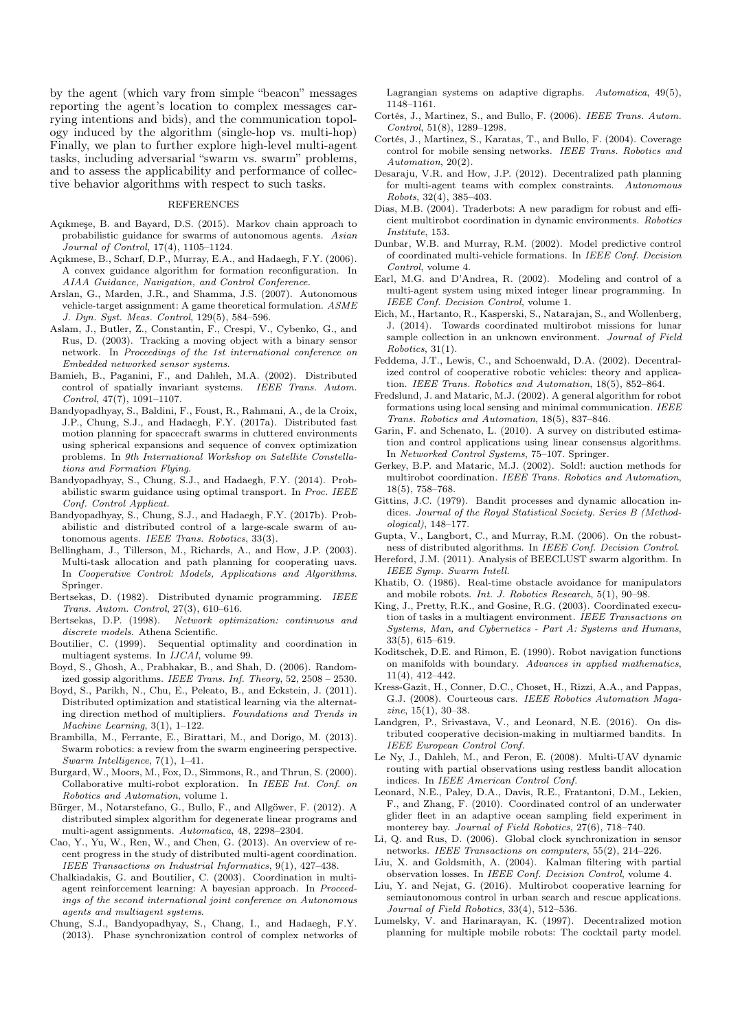by the agent (which vary from simple "beacon" messages reporting the agent's location to complex messages carrying intentions and bids), and the communication topology induced by the algorithm (single-hop vs. multi-hop) Finally, we plan to further explore high-level multi-agent tasks, including adversarial "swarm vs. swarm" problems, and to assess the applicability and performance of collective behavior algorithms with respect to such tasks.

## REFERENCES

Açıkmeşe, B. and Bayard, D.S. (2015). Markov chain approach to probabilistic guidance for swarms of autonomous agents. *Asian Journal of Control*, 17(4), 1105–1124.

Açıkmese, B., Scharf, D.P., Murray, E.A., and Hadaegh, F.Y. (2006). A convex guidance algorithm for formation reconfiguration. In *AIAA Guidance, Navigation, and Control Conference*.

Arslan, G., Marden, J.R., and Shamma, J.S. (2007). Autonomous vehicle-target assignment: A game theoretical formulation. *ASME J. Dyn. Syst. Meas. Control*, 129(5), 584–596.

Aslam, J., Butler, Z., Constantin, F., Crespi, V., Cybenko, G., and Rus, D. (2003). Tracking a moving object with a binary sensor network. In *Proceedings of the 1st international conference on Embedded networked sensor systems*.

Bamieh, B., Paganini, F., and Dahleh, M.A. (2002). Distributed control of spatially invariant systems. *IEEE Trans. Autom. Control*, 47(7), 1091–1107.

Bandyopadhyay, S., Baldini, F., Foust, R., Rahmani, A., de la Croix, J.P., Chung, S.J., and Hadaegh, F.Y. (2017a). Distributed fast motion planning for spacecraft swarms in cluttered environments using spherical expansions and sequence of convex optimization problems. In *9th International Workshop on Satellite Constellations and Formation Flying*.

Bandyopadhyay, S., Chung, S.J., and Hadaegh, F.Y. (2014). Probabilistic swarm guidance using optimal transport. In *Proc. IEEE Conf. Control Applicat.*

Bandyopadhyay, S., Chung, S.J., and Hadaegh, F.Y. (2017b). Probabilistic and distributed control of a large-scale swarm of autonomous agents. *IEEE Trans. Robotics*, 33(3).

Bellingham, J., Tillerson, M., Richards, A., and How, J.P. (2003). Multi-task allocation and path planning for cooperating uavs. In *Cooperative Control: Models, Applications and Algorithms*. Springer.

Bertsekas, D. (1982). Distributed dynamic programming. *IEEE Trans. Autom. Control*, 27(3), 610–616.

Bertsekas, D.P. (1998). *Network optimization: continuous and discrete models*. Athena Scientific.

Boutilier, C. (1999). Sequential optimality and coordination in multiagent systems. In *IJCAI*, volume 99.

Boyd, S., Ghosh, A., Prabhakar, B., and Shah, D. (2006). Randomized gossip algorithms. *IEEE Trans. Inf. Theory*, 52, 2508 – 2530.

Boyd, S., Parikh, N., Chu, E., Peleato, B., and Eckstein, J. (2011). Distributed optimization and statistical learning via the alternating direction method of multipliers. *Foundations and Trends in Machine Learning*, 3(1), 1–122.

Brambilla, M., Ferrante, E., Birattari, M., and Dorigo, M. (2013). Swarm robotics: a review from the swarm engineering perspective. *Swarm Intelligence*, 7(1), 1–41.

Burgard, W., Moors, M., Fox, D., Simmons, R., and Thrun, S. (2000). Collaborative multi-robot exploration. In *IEEE Int. Conf. on Robotics and Automation*, volume 1.

Bürger, M., Notarstefano, G., Bullo, F., and Allgöwer, F. (2012). A distributed simplex algorithm for degenerate linear programs and multi-agent assignments. *Automatica*, 48, 2298–2304.

Cao, Y., Yu, W., Ren, W., and Chen, G. (2013). An overview of recent progress in the study of distributed multi-agent coordination. *IEEE Transactions on Industrial Informatics*, 9(1), 427–438.

Chalkiadakis, G. and Boutilier, C. (2003). Coordination in multiagent reinforcement learning: A bayesian approach. In *Proceedings of the second international joint conference on Autonomous agents and multiagent systems*.

Chung, S.J., Bandyopadhyay, S., Chang, I., and Hadaegh, F.Y. (2013). Phase synchronization control of complex networks of Lagrangian systems on adaptive digraphs. *Automatica*, 49(5), 1148–1161.

Cortés, J., Martinez, S., and Bullo, F. (2006). *IEEE Trans. Autom. Control*, 51(8), 1289–1298.

Cortés, J., Martinez, S., Karatas, T., and Bullo, F. (2004). Coverage control for mobile sensing networks. *IEEE Trans. Robotics and Automation*, 20(2).

Desaraju, V.R. and How, J.P. (2012). Decentralized path planning for multi-agent teams with complex constraints. *Autonomous Robots*, 32(4), 385–403.

Dias, M.B. (2004). Traderbots: A new paradigm for robust and efficient multirobot coordination in dynamic environments. *Robotics Institute*, 153.

Dunbar, W.B. and Murray, R.M. (2002). Model predictive control of coordinated multi-vehicle formations. In *IEEE Conf. Decision Control*, volume 4.

Earl, M.G. and D'Andrea, R. (2002). Modeling and control of a multi-agent system using mixed integer linear programming. In *IEEE Conf. Decision Control*, volume 1.

Eich, M., Hartanto, R., Kasperski, S., Natarajan, S., and Wollenberg, J. (2014). Towards coordinated multirobot missions for lunar sample collection in an unknown environment. *Journal of Field Robotics*, 31(1).

Feddema, J.T., Lewis, C., and Schoenwald, D.A. (2002). Decentralized control of cooperative robotic vehicles: theory and application. *IEEE Trans. Robotics and Automation*, 18(5), 852–864.

Fredslund, J. and Mataric, M.J. (2002). A general algorithm for robot formations using local sensing and minimal communication. *IEEE Trans. Robotics and Automation*, 18(5), 837–846.

Garin, F. and Schenato, L. (2010). A survey on distributed estimation and control applications using linear consensus algorithms. In *Networked Control Systems*, 75–107. Springer.

Gerkey, B.P. and Mataric, M.J. (2002). Sold!: auction methods for multirobot coordination. *IEEE Trans. Robotics and Automation*, 18(5), 758–768.

Gittins, J.C. (1979). Bandit processes and dynamic allocation indices. *Journal of the Royal Statistical Society. Series B (Methodological)*, 148–177.

Gupta, V., Langbort, C., and Murray, R.M. (2006). On the robustness of distributed algorithms. In *IEEE Conf. Decision Control*.

Hereford, J.M. (2011). Analysis of BEECLUST swarm algorithm. In *IEEE Symp. Swarm Intell.*

Khatib, O. (1986). Real-time obstacle avoidance for manipulators and mobile robots. *Int. J. Robotics Research*, 5(1), 90–98.

King, J., Pretty, R.K., and Gosine, R.G. (2003). Coordinated execution of tasks in a multiagent environment. *IEEE Transactions on Systems, Man, and Cybernetics - Part A: Systems and Humans*, 33(5), 615–619.

Koditschek, D.E. and Rimon, E. (1990). Robot navigation functions on manifolds with boundary. *Advances in applied mathematics*, 11(4), 412–442.

Kress-Gazit, H., Conner, D.C., Choset, H., Rizzi, A.A., and Pappas, G.J. (2008). Courteous cars. *IEEE Robotics Automation Magazine*, 15(1), 30–38.

Landgren, P., Srivastava, V., and Leonard, N.E. (2016). On distributed cooperative decision-making in multiarmed bandits. In *IEEE European Control Conf.*

Le Ny, J., Dahleh, M., and Feron, E. (2008). Multi-UAV dynamic routing with partial observations using restless bandit allocation indices. In *IEEE American Control Conf.*

Leonard, N.E., Paley, D.A., Davis, R.E., Fratantoni, D.M., Lekien, F., and Zhang, F. (2010). Coordinated control of an underwater glider fleet in an adaptive ocean sampling field experiment in monterey bay. *Journal of Field Robotics*, 27(6), 718–740.

Li, Q. and Rus, D. (2006). Global clock synchronization in sensor networks. *IEEE Transactions on computers*, 55(2), 214–226.

Liu, X. and Goldsmith, A. (2004). Kalman filtering with partial observation losses. In *IEEE Conf. Decision Control*, volume 4.

Liu, Y. and Nejat, G. (2016). Multirobot cooperative learning for semiautonomous control in urban search and rescue applications. *Journal of Field Robotics*, 33(4), 512–536.

Lumelsky, V. and Harinarayan, K. (1997). Decentralized motion planning for multiple mobile robots: The cocktail party model.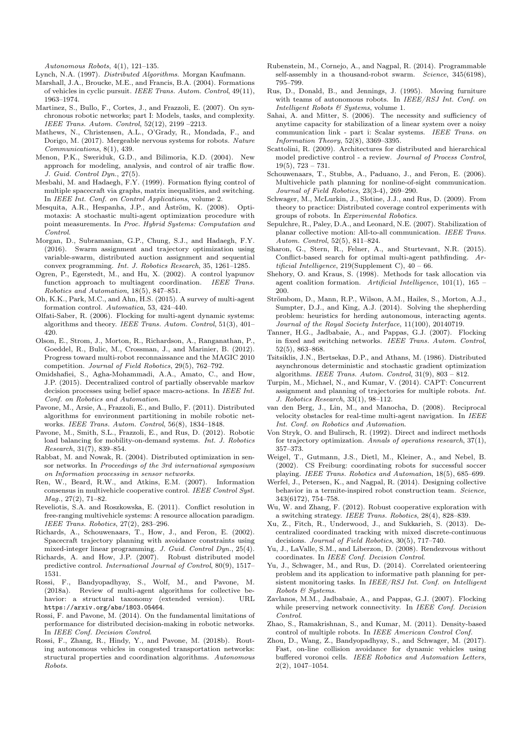*Autonomous Robots*, 4(1), 121–135.

Lynch, N.A. (1997). *Distributed Algorithms*. Morgan Kaufmann.

Marshall, J.A., Broucke, M.E., and Francis, B.A. (2004). Formations of vehicles in cyclic pursuit. *IEEE Trans. Autom. Control*, 49(11), 1963–1974.

Martinez, S., Bullo, F., Cortes, J., and Frazzoli, E. (2007). On synchronous robotic networks; part I: Models, tasks, and complexity. *IEEE Trans. Autom. Control*, 52(12), 2199 –2213.

Mathews, N., Christensen, A.L., O'Grady, R., Mondada, F., and Dorigo, M. (2017). Mergeable nervous systems for robots. *Nature Communications*, 8(1), 439.

Menon, P.K., Sweriduk, G.D., and Bilimoria, K.D. (2004). New approach for modeling, analysis, and control of air traffic flow. *J. Guid. Control Dyn.*, 27(5).

Mesbahi, M. and Hadaegh, F.Y. (1999). Formation flying control of multiple spacecraft via graphs, matrix inequalities, and switching. In *IEEE Int. Conf. on Control Applications*, volume 2.

Mesquita, A.R., Hespanha, J.P., and Åström, K. (2008). Optimotaxis: A stochastic multi-agent optimization procedure with point measurements. In *Proc. Hybrid Systems: Computation and Control*.

Morgan, D., Subramanian, G.P., Chung, S.J., and Hadaegh, F.Y. (2016). Swarm assignment and trajectory optimization using variable-swarm, distributed auction assignment and sequential convex programming. *Int. J. Robotics Research*, 35, 1261–1285.

Ogren, P., Egerstedt, M., and Hu, X. (2002). A control lyapunov function approach to multiagent coordination. *IEEE Trans. Robotics and Automation*, 18(5), 847–851.

Oh, K.K., Park, M.C., and Ahn, H.S. (2015). A survey of multi-agent formation control. *Automatica*, 53, 424–440.

Olfati-Saber, R. (2006). Flocking for multi-agent dynamic systems: algorithms and theory. *IEEE Trans. Autom. Control*, 51(3), 401–420.

Olson, E., Strom, J., Morton, R., Richardson, A., Ranganathan, P., Goeddel, R., Bulic, M., Crossman, J., and Marinier, B. (2012). Progress toward multi-robot reconnaissance and the MAGIC 2010 competition. *Journal of Field Robotics*, 29(5), 762–792.

Omidshafiei, S., Agha-Mohammadi, A.A., Amato, C., and How, J.P. (2015). Decentralized control of partially observable markov decision processes using belief space macro-actions. In *IEEE Int. Conf. on Robotics and Automation*.

Pavone, M., Arsie, A., Frazzoli, E., and Bullo, F. (2011). Distributed algorithms for environment partitioning in mobile robotic networks. *IEEE Trans. Autom. Control*, 56(8), 1834–1848.

Pavone, M., Smith, S.L., Frazzoli, E., and Rus, D. (2012). Robotic load balancing for mobility-on-demand systems. *Int. J. Robotics Research*, 31(7), 839–854.

Rabbat, M. and Nowak, R. (2004). Distributed optimization in sensor networks. In *Proceedings of the 3rd international symposium on Information processing in sensor networks*.

Ren, W., Beard, R.W., and Atkins, E.M. (2007). Information consensus in multivehicle cooperative control. *IEEE Control Syst. Mag.*, 27(2), 71–82.

Reveliotis, S.A. and Roszkowska, E. (2011). Conflict resolution in free-ranging multivehicle systems: A resource allocation paradigm. *IEEE Trans. Robotics*, 27(2), 283–296.

Richards, A., Schouwenaars, T., How, J., and Feron, E. (2002). Spacecraft trajectory planning with avoidance constraints using mixed-integer linear programming. *J. Guid. Control Dyn.*, 25(4).

Richards, A. and How, J.P. (2007). Robust distributed model predictive control. *International Journal of Control*, 80(9), 1517–1531.

Rossi, F., Bandyopadhyay, S., Wolf, M., and Pavone, M. (2018a). Review of multi-agent algorithms for collective behavior: a structural taxonomy (extended version). URL https://arxiv.org/abs/1803.05464.

Rossi, F. and Pavone, M. (2014). On the fundamental limitations of performance for distributed decision-making in robotic networks. In *IEEE Conf. Decision Control*.

Rossi, F., Zhang, R., Hindy, Y., and Pavone, M. (2018b). Routing autonomous vehicles in congested transportation networks: structural properties and coordination algorithms. *Autonomous Robots*.

Rubenstein, M., Cornejo, A., and Nagpal, R. (2014). Programmable self-assembly in a thousand-robot swarm. *Science*, 345(6198), 795–799.

Rus, D., Donald, B., and Jennings, J. (1995). Moving furniture with teams of autonomous robots. In *IEEE/RSJ Int. Conf. on Intelligent Robots & Systems*, volume 1.

Sahai, A. and Mitter, S. (2006). The necessity and sufficiency of anytime capacity for stabilization of a linear system over a noisy communication link - part i: Scalar systems. *IEEE Trans. on Information Theory*, 52(8), 3369–3395.

Scattolini, R. (2009). Architectures for distributed and hierarchical model predictive control - a review. *Journal of Process Control*, 19(5), 723 – 731.

Schouwenaars, T., Stubbs, A., Paduano, J., and Feron, E. (2006). Multivehicle path planning for nonline-of-sight communication. *Journal of Field Robotics*, 23(3-4), 269–290.

Schwager, M., McLurkin, J., Slotine, J.J., and Rus, D. (2009). From theory to practice: Distributed coverage control experiments with groups of robots. In *Experimental Robotics*.

Sepulchre, R., Paley, D.A., and Leonard, N.E. (2007). Stabilization of planar collective motion: All-to-all communication. *IEEE Trans. Autom. Control*, 52(5), 811–824.

Sharon, G., Stern, R., Felner, A., and Sturtevant, N.R. (2015). Conflict-based search for optimal multi-agent pathfinding. *Artificial Intelligence*, 219(Supplement C), 40 – 66.

Shehory, O. and Kraus, S. (1998). Methods for task allocation via agent coalition formation. *Artificial Intelligence*, 101(1), 165 – 200.

Strömbom, D., Mann, R.P., Wilson, A.M., Hailes, S., Morton, A.J., Sumpter, D.J., and King, A.J. (2014). Solving the shepherding problem: heuristics for herding autonomous, interacting agents. *Journal of the Royal Society Interface*, 11(100), 20140719.

Tanner, H.G., Jadbabaie, A., and Pappas, G.J. (2007). Flocking in fixed and switching networks. *IEEE Trans. Autom. Control*, 52(5), 863–868.

Tsitsiklis, J.N., Bertsekas, D.P., and Athans, M. (1986). Distributed asynchronous deterministic and stochastic gradient optimization algorithms. *IEEE Trans. Autom. Control*, 31(9), 803 – 812.

Turpin, M., Michael, N., and Kumar, V. (2014). CAPT: Concurrent assignment and planning of trajectories for multiple robots. *Int. J. Robotics Research*, 33(1), 98–112.

van den Berg, J., Lin, M., and Manocha, D. (2008). Reciprocal velocity obstacles for real-time multi-agent navigation. In *IEEE Int. Conf. on Robotics and Automation*.

Von Stryk, O. and Bulirsch, R. (1992). Direct and indirect methods for trajectory optimization. *Annals of operations research*, 37(1), 357–373.

Weigel, T., Gutmann, J.S., Dietl, M., Kleiner, A., and Nebel, B. (2002). CS Freiburg: coordinating robots for successful soccer playing. *IEEE Trans. Robotics and Automation*, 18(5), 685–699.

Werfel, J., Petersen, K., and Nagpal, R. (2014). Designing collective behavior in a termite-inspired robot construction team. *Science*, 343(6172), 754–758.

Wu, W. and Zhang, F. (2012). Robust cooperative exploration with a switching strategy. *IEEE Trans. Robotics*, 28(4), 828–839.

Xu, Z., Fitch, R., Underwood, J., and Sukkarieh, S. (2013). Decentralized coordinated tracking with mixed discrete-continuous decisions. *Journal of Field Robotics*, 30(5), 717–740.

Yu, J., LaValle, S.M., and Liberzon, D. (2008). Rendezvous without coordinates. In *IEEE Conf. Decision Control*.

Yu, J., Schwager, M., and Rus, D. (2014). Correlated orienteering problem and its application to informative path planning for persistent monitoring tasks. In *IEEE/RSJ Int. Conf. on Intelligent Robots & Systems*.

Zavlanos, M.M., Jadbabaie, A., and Pappas, G.J. (2007). Flocking while preserving network connectivity. In *IEEE Conf. Decision Control*.

Zhao, S., Ramakrishnan, S., and Kumar, M. (2011). Density-based control of multiple robots. In *IEEE American Control Conf.*

Zhou, D., Wang, Z., Bandyopadhyay, S., and Schwager, M. (2017). Fast, on-line collision avoidance for dynamic vehicles using buffered voronoi cells. *IEEE Robotics and Automation Letters*, 2(2), 1047–1054.